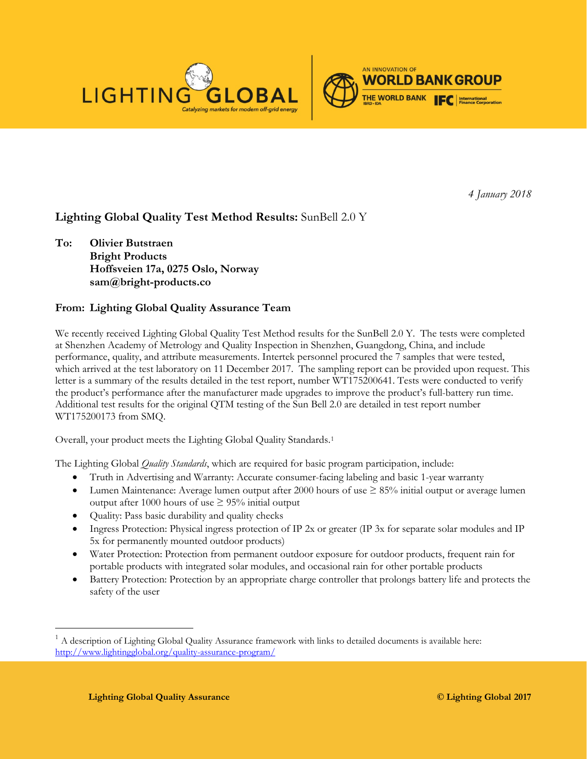*4 January 2018*

**Lighting Global Quality Test Method Results:** SunBell 2.0 Y

**To: Olivier Butstraen**
**Bright Products**
**Hoffsveien 17a, 0275 Oslo, Norway**
**sam@bright-products.co**

**From: Lighting Global Quality Assurance Team**

We recently received Lighting Global Quality Test Method results for the SunBell 2.0 Y. The tests were completed at Shenzhen Academy of Metrology and Quality Inspection in Shenzhen, Guangdong, China, and include performance, quality, and attribute measurements. Intertek personnel procured the 7 samples that were tested, which arrived at the test laboratory on 11 December 2017. The sampling report can be provided upon request. This letter is a summary of the results detailed in the test report, number WT175200641. Tests were conducted to verify the product's performance after the manufacturer made upgrades to improve the product's full-battery run time. Additional test results for the original QTM testing of the Sun Bell 2.0 are detailed in test report number WT175200173 from SMQ.

Overall, your product meets the Lighting Global Quality Standards.[1]

The Lighting Global *Quality Standards*, which are required for basic program participation, include:

- Truth in Advertising and Warranty: Accurate consumer-facing labeling and basic 1-year warranty
- Lumen Maintenance: Average lumen output after 2000 hours of use ≥ 85% initial output or average lumen output after 1000 hours of use ≥ 95% initial output
- Quality: Pass basic durability and quality checks
- Ingress Protection: Physical ingress protection of IP 2x or greater (IP 3x for separate solar modules and IP 5x for permanently mounted outdoor products)
- Water Protection: Protection from permanent outdoor exposure for outdoor products, frequent rain for portable products with integrated solar modules, and occasional rain for other portable products
- Battery Protection: Protection by an appropriate charge controller that prolongs battery life and protects the safety of the user

[1] A description of Lighting Global Quality Assurance framework with links to detailed documents is available here: http://www.lightingglobal.org/quality-assurance-program/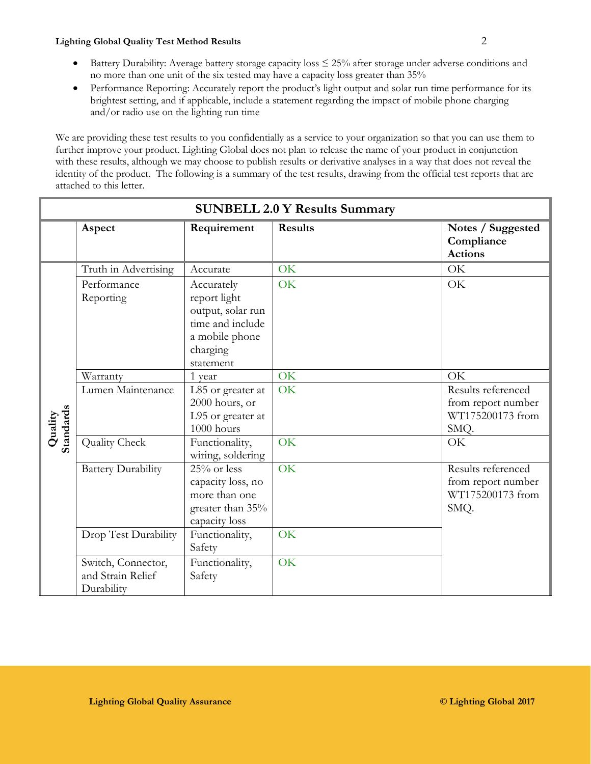- Battery Durability: Average battery storage capacity loss ≤ 25% after storage under adverse conditions and no more than one unit of the six tested may have a capacity loss greater than 35%
- Performance Reporting: Accurately report the product's light output and solar run time performance for its brightest setting, and if applicable, include a statement regarding the impact of mobile phone charging and/or radio use on the lighting run time

We are providing these test results to you confidentially as a service to your organization so that you can use them to further improve your product. Lighting Global does not plan to release the name of your product in conjunction with these results, although we may choose to publish results or derivative analyses in a way that does not reveal the identity of the product. The following is a summary of the test results, drawing from the official test reports that are attached to this letter.

| SUNBELL 2.0 Y Results Summary | | | | |
|---|---|---|---|---|
| | **Aspect** | **Requirement** | **Results** | **Notes / Suggested Compliance Actions** |
| Quality Standards | Truth in Advertising | Accurate | OK | OK |
| | Performance Reporting | Accurately report light output, solar run time and include a mobile phone charging statement | OK | OK |
| | Warranty | 1 year | OK | OK |
| | Lumen Maintenance | L85 or greater at 2000 hours, or L95 or greater at 1000 hours | OK | Results referenced from report number WT175200173 from SMQ. |
| | Quality Check | Functionality, wiring, soldering | OK | OK |
| | Battery Durability | 25% or less capacity loss, no more than one greater than 35% capacity loss | OK | Results referenced from report number WT175200173 from SMQ. |
| | Drop Test Durability | Functionality, Safety | OK | |
| | Switch, Connector, and Strain Relief Durability | Functionality, Safety | OK | |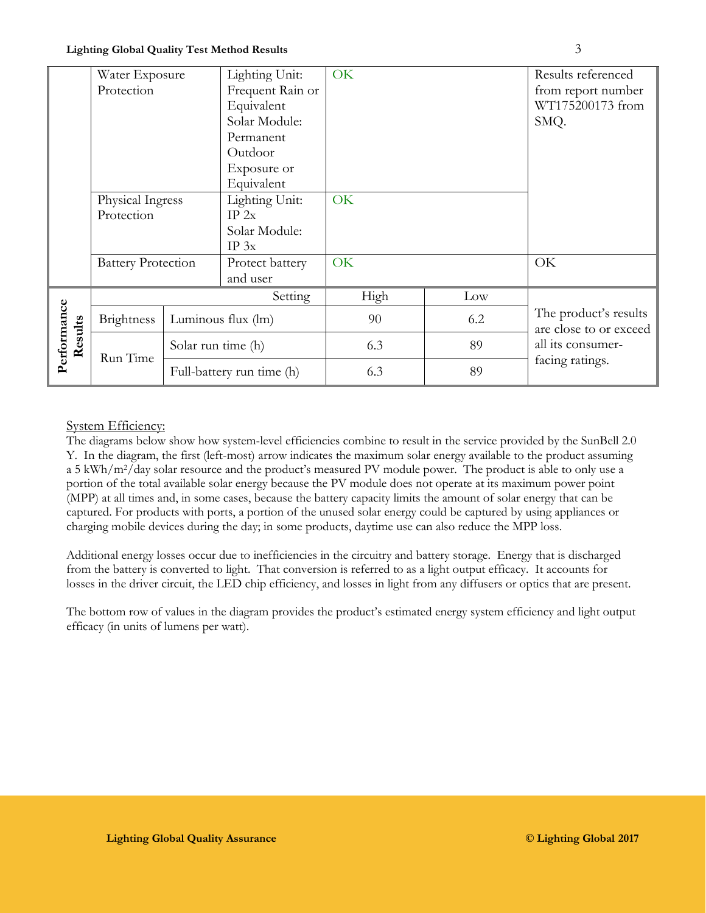| | | | | | |
|---|---|---|---|---|---|
| | Water Exposure Protection | Lighting Unit: Frequent Rain or Equivalent Solar Module: Permanent Outdoor Exposure or Equivalent | OK | | Results referenced from report number WT175200173 from SMQ. |
| | Physical Ingress Protection | Lighting Unit: IP 2x Solar Module: IP 3x | OK | | |
| | Battery Protection | Protect battery and user | OK | | OK |
| **Performance Results** | | Setting | High | Low | The product's results are close to or exceed all its consumer-facing ratings. |
| | Brightness | Luminous flux (lm) | 90 | 6.2 | |
| | Run Time | Solar run time (h) | 6.3 | 89 | |
| | | Full-battery run time (h) | 6.3 | 89 | |

System Efficiency:

The diagrams below show how system-level efficiencies combine to result in the service provided by the SunBell 2.0 Y. In the diagram, the first (left-most) arrow indicates the maximum solar energy available to the product assuming a 5 kWh/m$^2$/day solar resource and the product's measured PV module power. The product is able to only use a portion of the total available solar energy because the PV module does not operate at its maximum power point (MPP) at all times and, in some cases, because the battery capacity limits the amount of solar energy that can be captured. For products with ports, a portion of the unused solar energy could be captured by using appliances or charging mobile devices during the day; in some products, daytime use can also reduce the MPP loss.

Additional energy losses occur due to inefficiencies in the circuitry and battery storage. Energy that is discharged from the battery is converted to light. That conversion is referred to as a light output efficacy. It accounts for losses in the driver circuit, the LED chip efficiency, and losses in light from any diffusers or optics that are present.

The bottom row of values in the diagram provides the product's estimated energy system efficiency and light output efficacy (in units of lumens per watt).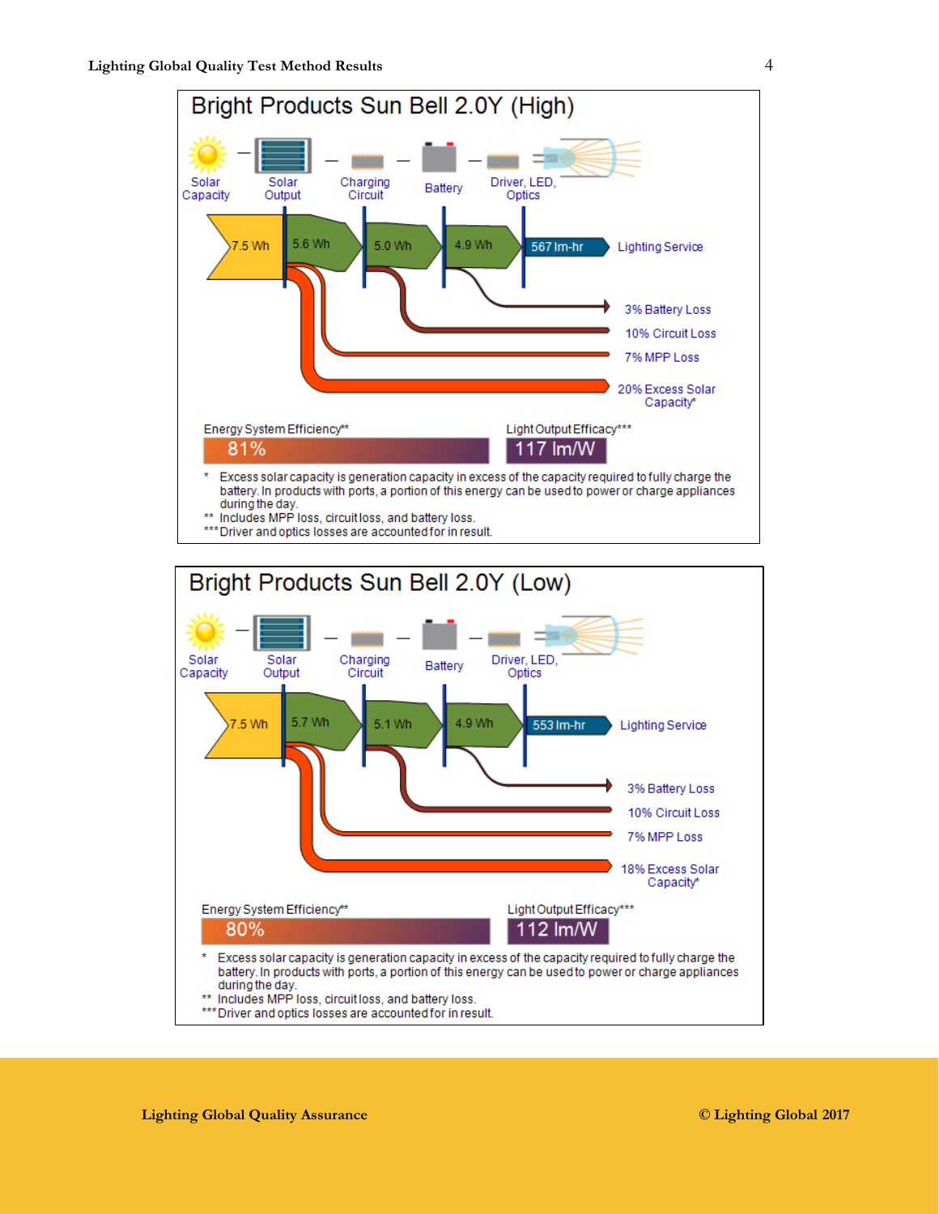## Bright Products Sun Bell 2.0Y (High)

Solar Capacity — Solar Output — Charging Circuit — Battery — Driver, LED, Optics

7.5 Wh → 5.6 Wh → 5.0 Wh → 4.9 Wh → 567 lm-hr Lighting Service

- 3% Battery Loss
- 10% Circuit Loss
- 7% MPP Loss
- 20% Excess Solar Capacity*

Energy System Efficiency** 81%

Light Output Efficacy*** 117 lm/W

\* Excess solar capacity is generation capacity in excess of the capacity required to fully charge the battery. In products with ports, a portion of this energy can be used to power or charge appliances during the day.
\** Includes MPP loss, circuit loss, and battery loss.
\*** Driver and optics losses are accounted for in result.

## Bright Products Sun Bell 2.0Y (Low)

Solar Capacity — Solar Output — Charging Circuit — Battery — Driver, LED, Optics

7.5 Wh → 5.7 Wh → 5.1 Wh → 4.9 Wh → 553 lm-hr Lighting Service

- 3% Battery Loss
- 10% Circuit Loss
- 7% MPP Loss
- 18% Excess Solar Capacity*

Energy System Efficiency** 80%

Light Output Efficacy*** 112 lm/W

\* Excess solar capacity is generation capacity in excess of the capacity required to fully charge the battery. In products with ports, a portion of this energy can be used to power or charge appliances during the day.
\** Includes MPP loss, circuit loss, and battery loss.
\*** Driver and optics losses are accounted for in result.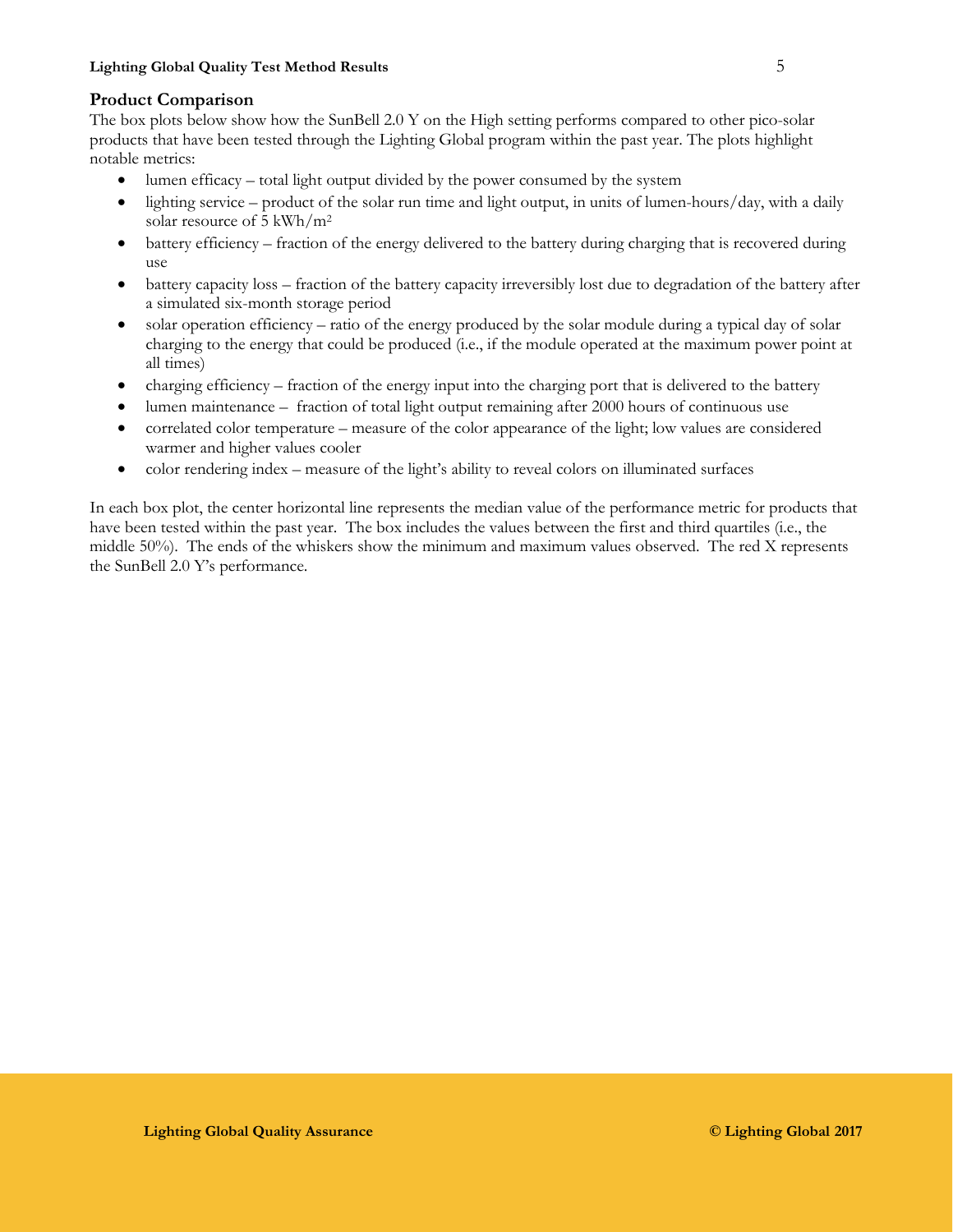## Product Comparison

The box plots below show how the SunBell 2.0 Y on the High setting performs compared to other pico-solar products that have been tested through the Lighting Global program within the past year. The plots highlight notable metrics:

- lumen efficacy – total light output divided by the power consumed by the system
- lighting service – product of the solar run time and light output, in units of lumen-hours/day, with a daily solar resource of 5 kWh/m²
- battery efficiency – fraction of the energy delivered to the battery during charging that is recovered during use
- battery capacity loss – fraction of the battery capacity irreversibly lost due to degradation of the battery after a simulated six-month storage period
- solar operation efficiency – ratio of the energy produced by the solar module during a typical day of solar charging to the energy that could be produced (i.e., if the module operated at the maximum power point at all times)
- charging efficiency – fraction of the energy input into the charging port that is delivered to the battery
- lumen maintenance – fraction of total light output remaining after 2000 hours of continuous use
- correlated color temperature – measure of the color appearance of the light; low values are considered warmer and higher values cooler
- color rendering index – measure of the light's ability to reveal colors on illuminated surfaces

In each box plot, the center horizontal line represents the median value of the performance metric for products that have been tested within the past year. The box includes the values between the first and third quartiles (i.e., the middle 50%). The ends of the whiskers show the minimum and maximum values observed. The red X represents the SunBell 2.0 Y's performance.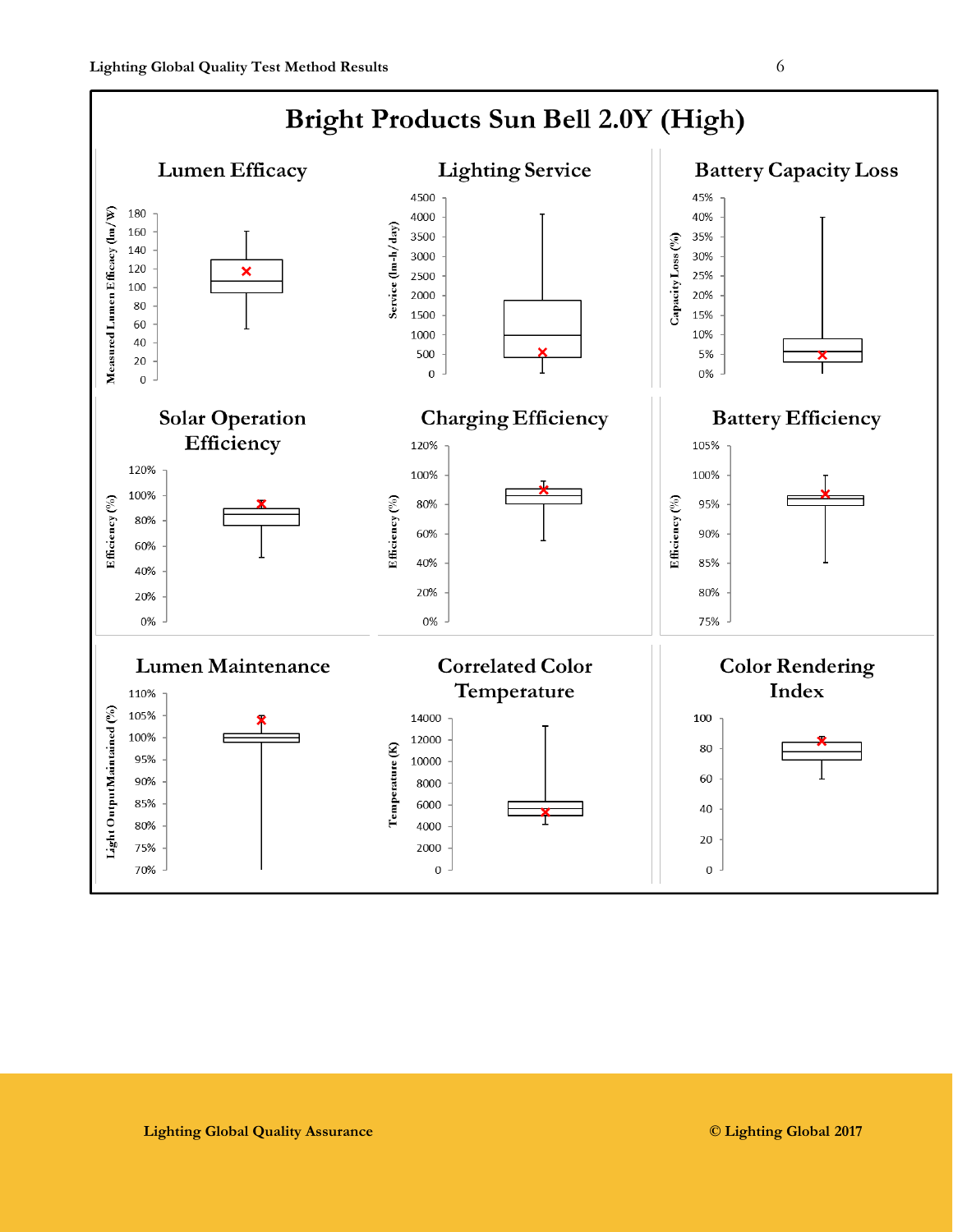# Bright Products Sun Bell 2.0Y (High)

## Lumen Efficacy

Measured Lumen Efficacy (lm/W)

## Lighting Service

Service (lm-h/day)

## Battery Capacity Loss

Capacity Loss (%)

## Solar Operation Efficiency

Efficiency (%)

## Charging Efficiency

Efficiency (%)

## Battery Efficiency

Efficiency (%)

## Lumen Maintenance

Light Output Maintained (%)

## Correlated Color Temperature

Temperature (K)

## Color Rendering Index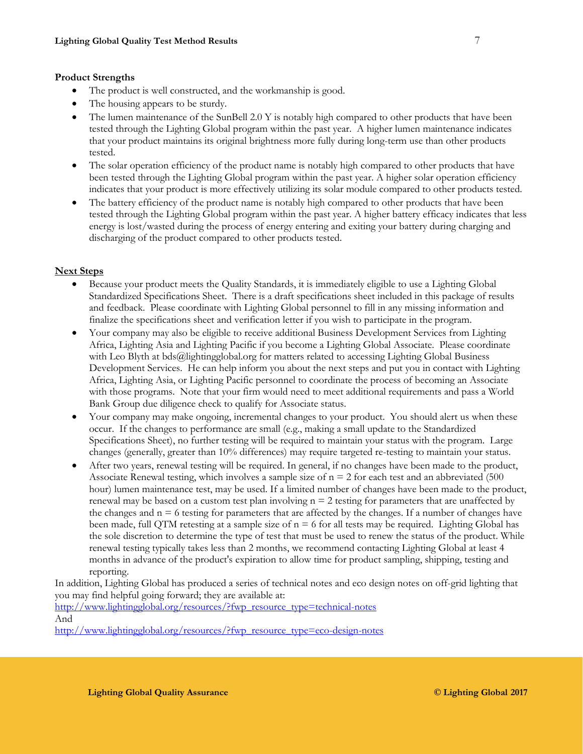**Product Strengths**

- The product is well constructed, and the workmanship is good.
- The housing appears to be sturdy.
- The lumen maintenance of the SunBell 2.0 Y is notably high compared to other products that have been tested through the Lighting Global program within the past year. A higher lumen maintenance indicates that your product maintains its original brightness more fully during long-term use than other products tested.
- The solar operation efficiency of the product name is notably high compared to other products that have been tested through the Lighting Global program within the past year. A higher solar operation efficiency indicates that your product is more effectively utilizing its solar module compared to other products tested.
- The battery efficiency of the product name is notably high compared to other products that have been tested through the Lighting Global program within the past year. A higher battery efficacy indicates that less energy is lost/wasted during the process of energy entering and exiting your battery during charging and discharging of the product compared to other products tested.

**Next Steps**

- Because your product meets the Quality Standards, it is immediately eligible to use a Lighting Global Standardized Specifications Sheet. There is a draft specifications sheet included in this package of results and feedback. Please coordinate with Lighting Global personnel to fill in any missing information and finalize the specifications sheet and verification letter if you wish to participate in the program.
- Your company may also be eligible to receive additional Business Development Services from Lighting Africa, Lighting Asia and Lighting Pacific if you become a Lighting Global Associate. Please coordinate with Leo Blyth at bds@lightingglobal.org for matters related to accessing Lighting Global Business Development Services. He can help inform you about the next steps and put you in contact with Lighting Africa, Lighting Asia, or Lighting Pacific personnel to coordinate the process of becoming an Associate with those programs. Note that your firm would need to meet additional requirements and pass a World Bank Group due diligence check to qualify for Associate status.
- Your company may make ongoing, incremental changes to your product. You should alert us when these occur. If the changes to performance are small (e.g., making a small update to the Standardized Specifications Sheet), no further testing will be required to maintain your status with the program. Large changes (generally, greater than 10% differences) may require targeted re-testing to maintain your status.
- After two years, renewal testing will be required. In general, if no changes have been made to the product, Associate Renewal testing, which involves a sample size of n = 2 for each test and an abbreviated (500 hour) lumen maintenance test, may be used. If a limited number of changes have been made to the product, renewal may be based on a custom test plan involving n = 2 testing for parameters that are unaffected by the changes and n = 6 testing for parameters that are affected by the changes. If a number of changes have been made, full QTM retesting at a sample size of n = 6 for all tests may be required. Lighting Global has the sole discretion to determine the type of test that must be used to renew the status of the product. While renewal testing typically takes less than 2 months, we recommend contacting Lighting Global at least 4 months in advance of the product's expiration to allow time for product sampling, shipping, testing and reporting.

In addition, Lighting Global has produced a series of technical notes and eco design notes on off-grid lighting that you may find helpful going forward; they are available at:
http://www.lightingglobal.org/resources/?fwp_resource_type=technical-notes
And
http://www.lightingglobal.org/resources/?fwp_resource_type=eco-design-notes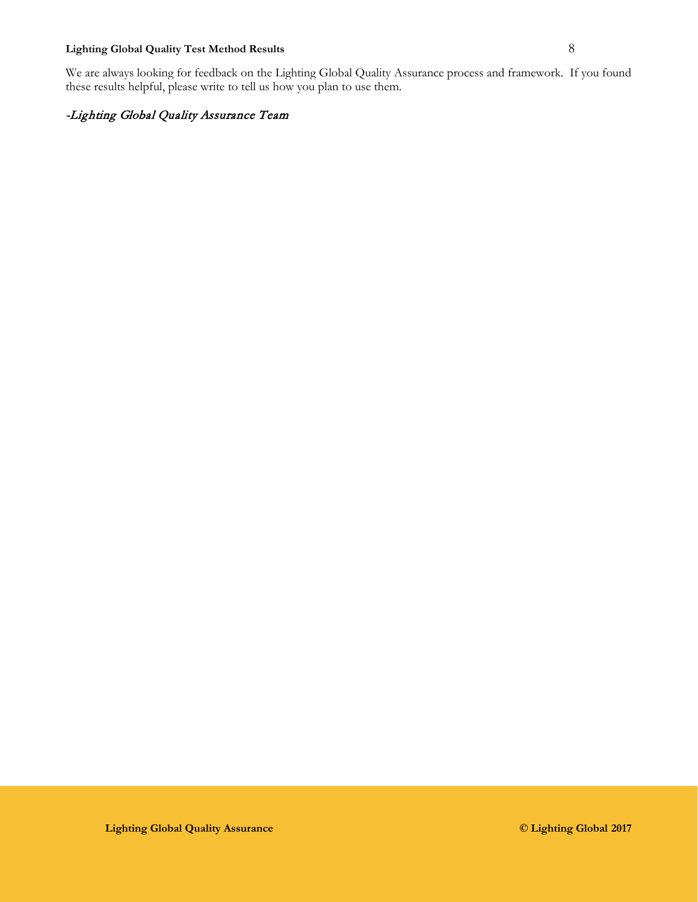We are always looking for feedback on the Lighting Global Quality Assurance process and framework. If you found these results helpful, please write to tell us how you plan to use them.

*-Lighting Global Quality Assurance Team*